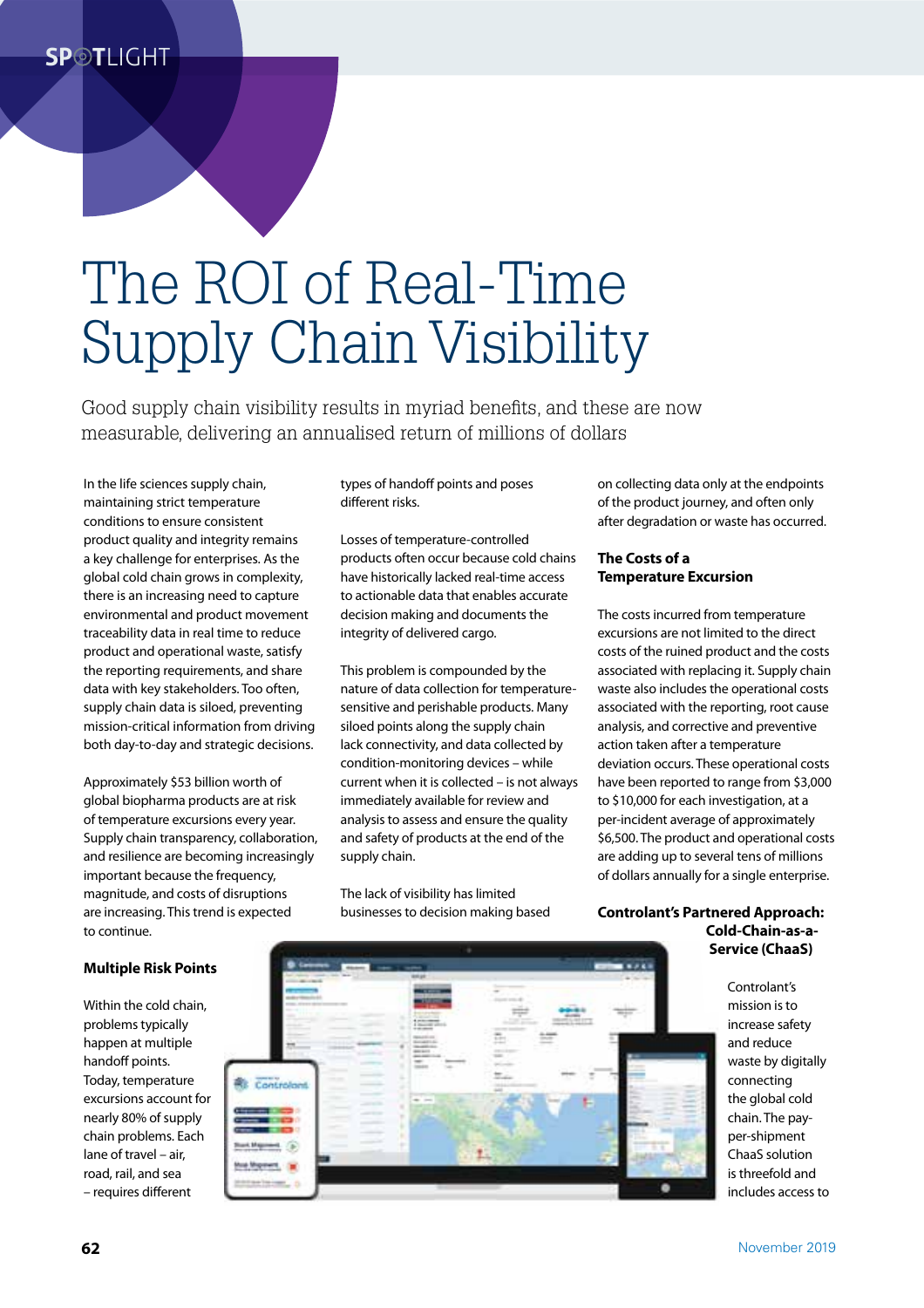# The ROI of Real-Time Supply Chain Visibility

Good supply chain visibility results in myriad benefits, and these are now measurable, delivering an annualised return of millions of dollars

In the life sciences supply chain, maintaining strict temperature conditions to ensure consistent product quality and integrity remains a key challenge for enterprises. As the global cold chain grows in complexity, there is an increasing need to capture environmental and product movement traceability data in real time to reduce product and operational waste, satisfy the reporting requirements, and share data with key stakeholders. Too often, supply chain data is siloed, preventing mission-critical information from driving both day-to-day and strategic decisions.

Approximately $53 billion worth of global biopharma products are at risk of temperature excursions every year. Supply chain transparency, collaboration, and resilience are becoming increasingly important because the frequency, magnitude, and costs of disruptions are increasing. This trend is expected to continue.

## Multiple Risk Points

Within the cold chain, problems typically happen at multiple handoff points. Today, temperature excursions account for nearly 80% of supply chain problems. Each lane of travel – air, road, rail, and sea – requires different types of handoff points and poses different risks.

Losses of temperature-controlled products often occur because cold chains have historically lacked real-time access to actionable data that enables accurate decision making and documents the integrity of delivered cargo.

This problem is compounded by the nature of data collection for temperature-sensitive and perishable products. Many siloed points along the supply chain lack connectivity, and data collected by condition-monitoring devices – while current when it is collected – is not always immediately available for review and analysis to assess and ensure the quality and safety of products at the end of the supply chain.

The lack of visibility has limited businesses to decision making based on collecting data only at the endpoints of the product journey, and often only after degradation or waste has occurred.

## The Costs of a Temperature Excursion

The costs incurred from temperature excursions are not limited to the direct costs of the ruined product and the costs associated with replacing it. Supply chain waste also includes the operational costs associated with the reporting, root cause analysis, and corrective and preventive action taken after a temperature deviation occurs. These operational costs have been reported to range from $3,000 to $10,000 for each investigation, at a per-incident average of approximately $6,500. The product and operational costs are adding up to several tens of millions of dollars annually for a single enterprise.

## Controlant's Partnered Approach: Cold-Chain-as-a-Service (ChaaS)

Controlant's mission is to increase safety and reduce waste by digitally connecting the global cold chain. The pay-per-shipment ChaaS solution is threefold and includes access to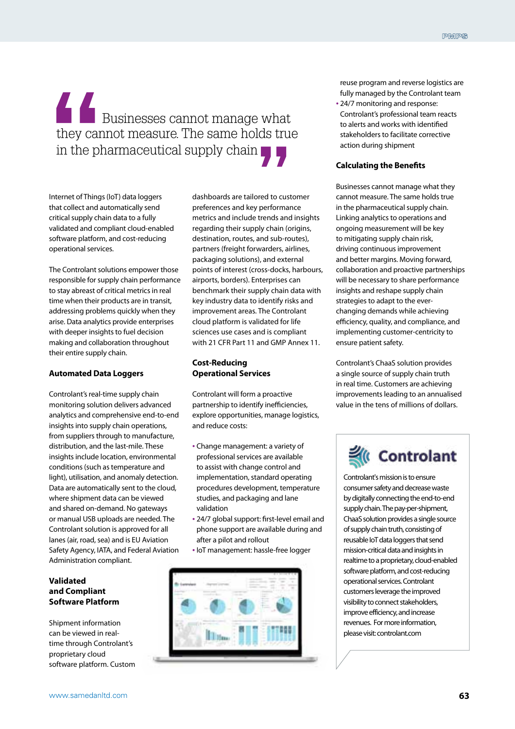> Businesses cannot manage what they cannot measure. The same holds true in the pharmaceutical supply chain

Internet of Things (IoT) data loggers that collect and automatically send critical supply chain data to a fully validated and compliant cloud-enabled software platform, and cost-reducing operational services.

The Controlant solutions empower those responsible for supply chain performance to stay abreast of critical metrics in real time when their products are in transit, addressing problems quickly when they arise. Data analytics provide enterprises with deeper insights to fuel decision making and collaboration throughout their entire supply chain.

### Automated Data Loggers

Controlant's real-time supply chain monitoring solution delivers advanced analytics and comprehensive end-to-end insights into supply chain operations, from suppliers through to manufacture, distribution, and the last-mile. These insights include location, environmental conditions (such as temperature and light), utilisation, and anomaly detection. Data are automatically sent to the cloud, where shipment data can be viewed and shared on-demand. No gateways or manual USB uploads are needed. The Controlant solution is approved for all lanes (air, road, sea) and is EU Aviation Safety Agency, IATA, and Federal Aviation Administration compliant.

### Validated and Compliant Software Platform

Shipment information can be viewed in real-time through Controlant's proprietary cloud software platform. Custom dashboards are tailored to customer preferences and key performance metrics and include trends and insights regarding their supply chain (origins, destination, routes, and sub-routes), partners (freight forwarders, airlines, packaging solutions), and external points of interest (cross-docks, harbours, airports, borders). Enterprises can benchmark their supply chain data with key industry data to identify risks and improvement areas. The Controlant cloud platform is validated for life sciences use cases and is compliant with 21 CFR Part 11 and GMP Annex 11.

### Cost-Reducing Operational Services

Controlant will form a proactive partnership to identify inefficiencies, explore opportunities, manage logistics, and reduce costs:

- Change management: a variety of professional services are available to assist with change control and implementation, standard operating procedures development, temperature studies, and packaging and lane validation
- 24/7 global support: first-level email and phone support are available during and after a pilot and rollout
- IoT management: hassle-free logger reuse program and reverse logistics are fully managed by the Controlant team
- 24/7 monitoring and response: Controlant's professional team reacts to alerts and works with identified stakeholders to facilitate corrective action during shipment

### Calculating the Benefits

Businesses cannot manage what they cannot measure. The same holds true in the pharmaceutical supply chain. Linking analytics to operations and ongoing measurement will be key to mitigating supply chain risk, driving continuous improvement and better margins. Moving forward, collaboration and proactive partnerships will be necessary to share performance insights and reshape supply chain strategies to adapt to the ever-changing demands while achieving efficiency, quality, and compliance, and implementing customer-centricity to ensure patient safety.

Controlant's ChaaS solution provides a single source of supply chain truth in real time. Customers are achieving improvements leading to an annualised value in the tens of millions of dollars.

---

**Controlant**

Controlant's mission is to ensure consumer safety and decrease waste by digitally connecting the end-to-end supply chain. The pay-per-shipment, ChaaS solution provides a single source of supply chain truth, consisting of reusable IoT data loggers that send mission-critical data and insights in realtime to a proprietary, cloud-enabled software platform, and cost-reducing operational services. Controlant customers leverage the improved visibility to connect stakeholders, improve efficiency, and increase revenues. For more information, please visit: controlant.com